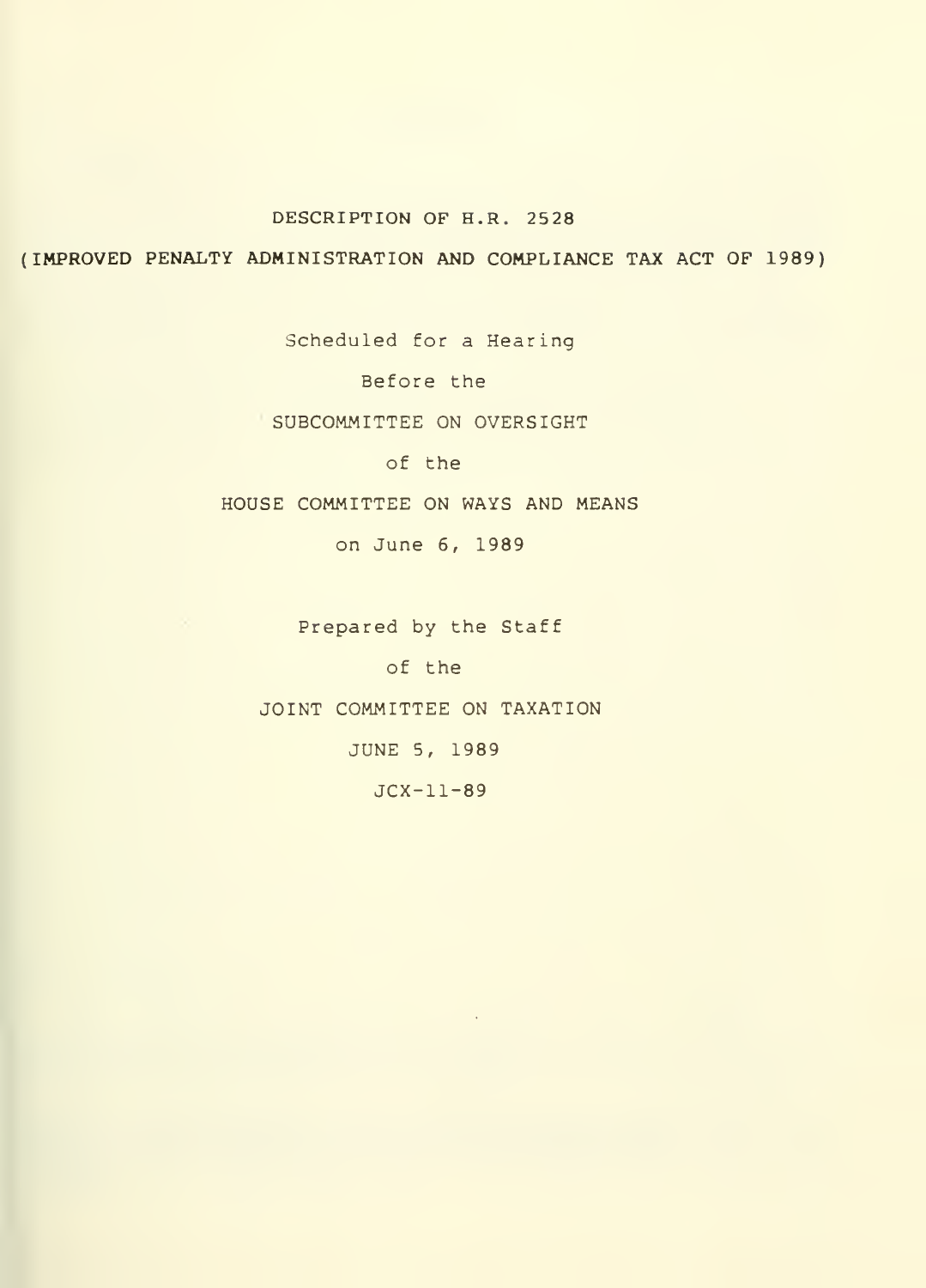# DESCRIPTION OF H.R. 2528

## (IMPROVED PENALTY ADMINISTRATION AND COMPLIANCE TAX ACT OF 1989)

Scheduled for a Hearing

Before the

SUBCOMMITTEE ON OVERSIGHT

of the

HOUSE COMMITTEE ON WAYS AND MEANS

on June 6, 1989

Prepared by the Staff

of the

JOINT COMMITTEE ON TAXATION

JUNE 5, 1989

JCX-11-89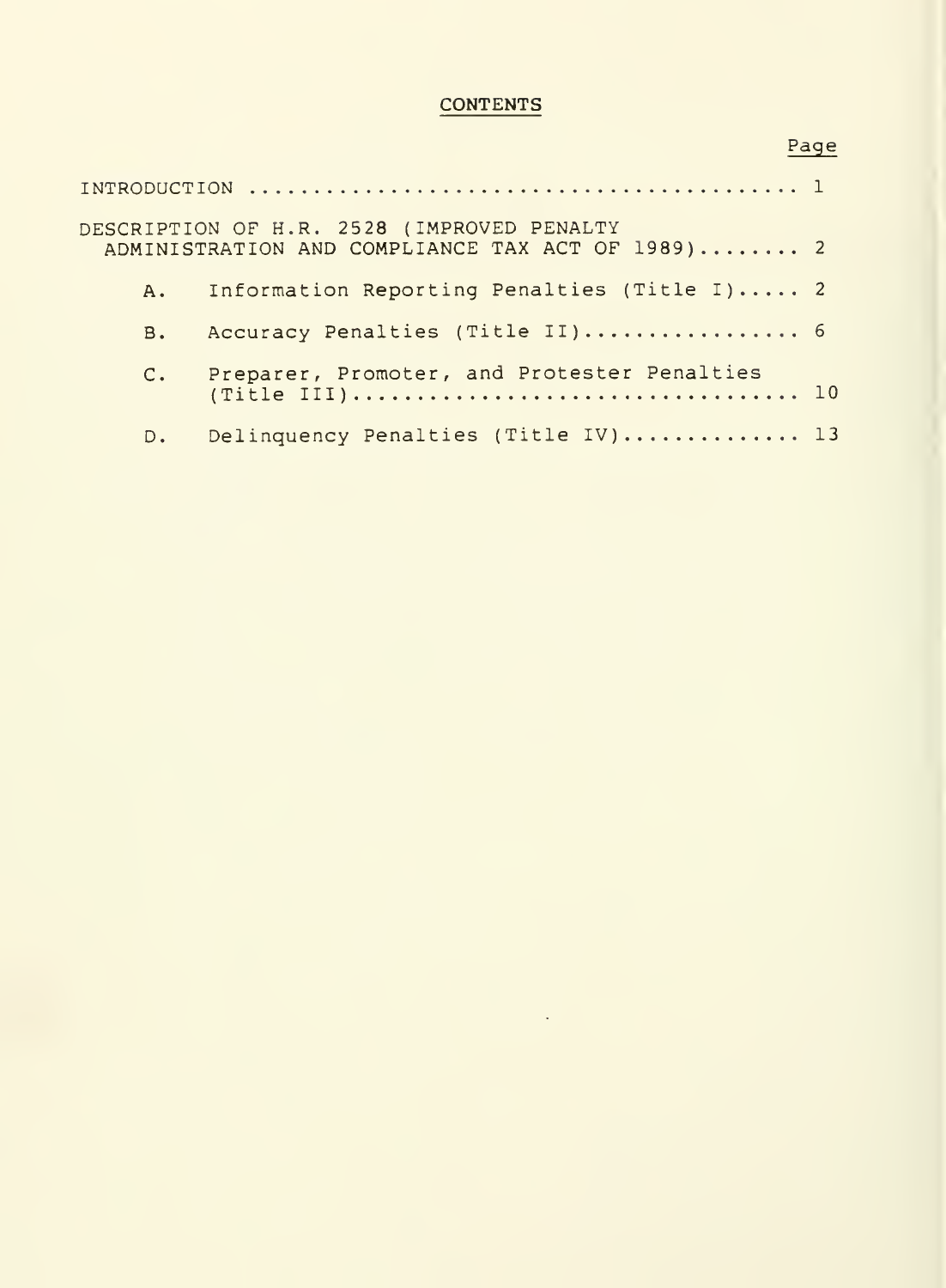# CONTENTS

| | Page |
|---|---|
| INTRODUCTION | 1 |
| DESCRIPTION OF H.R. 2528 (IMPROVED PENALTY ADMINISTRATION AND COMPLIANCE TAX ACT OF 1989) | 2 |
| A. Information Reporting Penalties (Title I) | 2 |
| B. Accuracy Penalties (Title II) | 6 |
| C. Preparer, Promoter, and Protester Penalties (Title III) | 10 |
| D. Delinquency Penalties (Title IV) | 13 |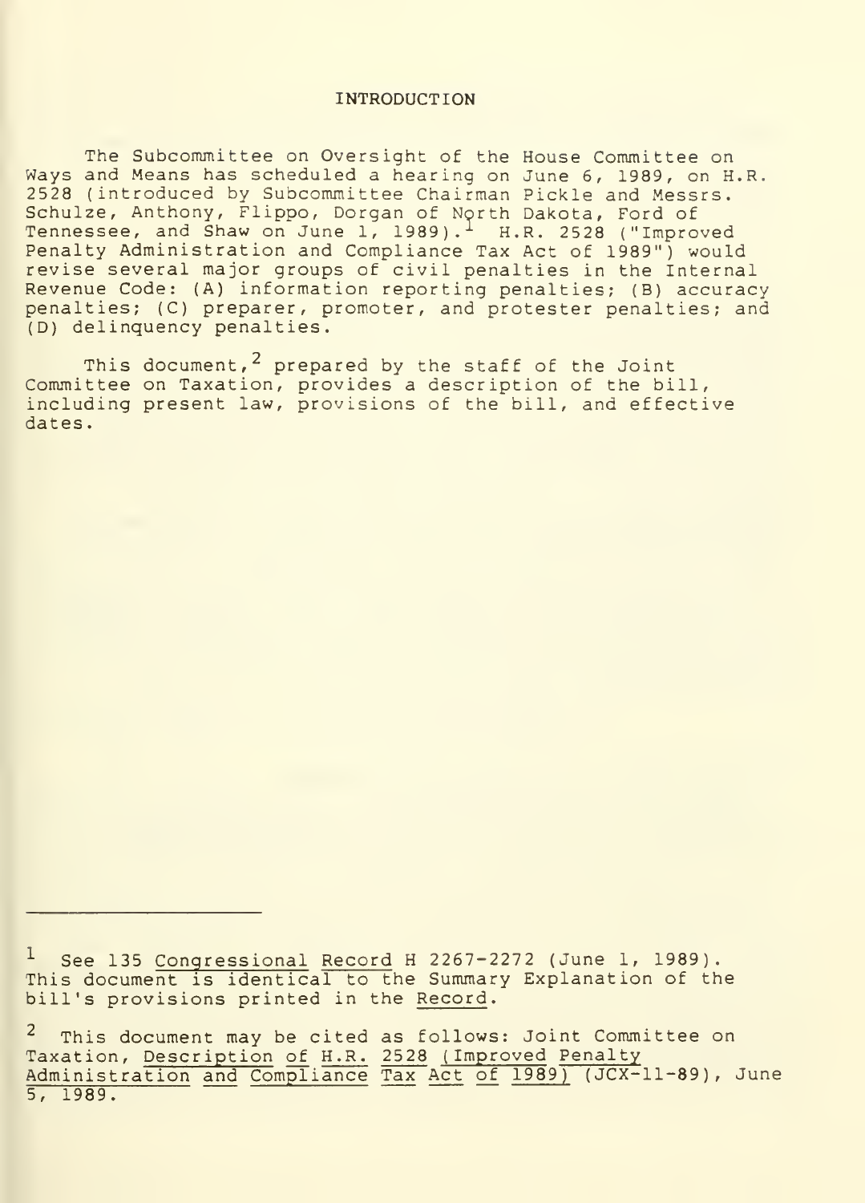# INTRODUCTION

The Subcommittee on Oversight of the House Committee on Ways and Means has scheduled a hearing on June 6, 1989, on H.R. 2528 (introduced by Subcommittee Chairman Pickle and Messrs. Schulze, Anthony, Flippo, Dorgan of North Dakota, Ford of Tennessee, and Shaw on June 1, 1989).[1] H.R. 2528 ("Improved Penalty Administration and Compliance Tax Act of 1989") would revise several major groups of civil penalties in the Internal Revenue Code: (A) information reporting penalties; (B) accuracy penalties; (C) preparer, promoter, and protester penalties; and (D) delinquency penalties.

This document,[2] prepared by the staff of the Joint Committee on Taxation, provides a description of the bill, including present law, provisions of the bill, and effective dates.

---

[1] See 135 Congressional Record H 2267-2272 (June 1, 1989). This document is identical to the Summary Explanation of the bill's provisions printed in the Record.

[2] This document may be cited as follows: Joint Committee on Taxation, Description of H.R. 2528 (Improved Penalty Administration and Compliance Tax Act of 1989) (JCX-11-89), June 5, 1989.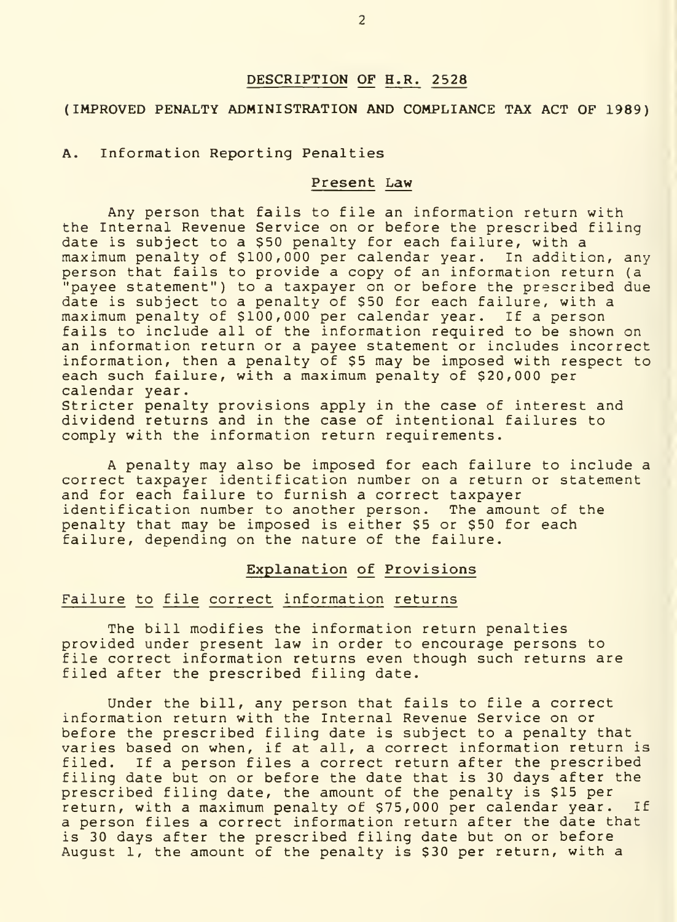## DESCRIPTION OF H.R. 2528

### (IMPROVED PENALTY ADMINISTRATION AND COMPLIANCE TAX ACT OF 1989)

### A. Information Reporting Penalties

#### Present Law

Any person that fails to file an information return with the Internal Revenue Service on or before the prescribed filing date is subject to a $50 penalty for each failure, with a maximum penalty of $100,000 per calendar year. In addition, any person that fails to provide a copy of an information return (a "payee statement") to a taxpayer on or before the prescribed due date is subject to a penalty of $50 for each failure, with a maximum penalty of $100,000 per calendar year. If a person fails to include all of the information required to be shown on an information return or a payee statement or includes incorrect information, then a penalty of $5 may be imposed with respect to each such failure, with a maximum penalty of $20,000 per calendar year.
Stricter penalty provisions apply in the case of interest and dividend returns and in the case of intentional failures to comply with the information return requirements.

A penalty may also be imposed for each failure to include a correct taxpayer identification number on a return or statement and for each failure to furnish a correct taxpayer identification number to another person. The amount of the penalty that may be imposed is either $5 or $50 for each failure, depending on the nature of the failure.

#### Explanation of Provisions

##### Failure to file correct information returns

The bill modifies the information return penalties provided under present law in order to encourage persons to file correct information returns even though such returns are filed after the prescribed filing date.

Under the bill, any person that fails to file a correct information return with the Internal Revenue Service on or before the prescribed filing date is subject to a penalty that varies based on when, if at all, a correct information return is filed. If a person files a correct return after the prescribed filing date but on or before the date that is 30 days after the prescribed filing date, the amount of the penalty is $15 per return, with a maximum penalty of $75,000 per calendar year. If a person files a correct information return after the date that is 30 days after the prescribed filing date but on or before August 1, the amount of the penalty is $30 per return, with a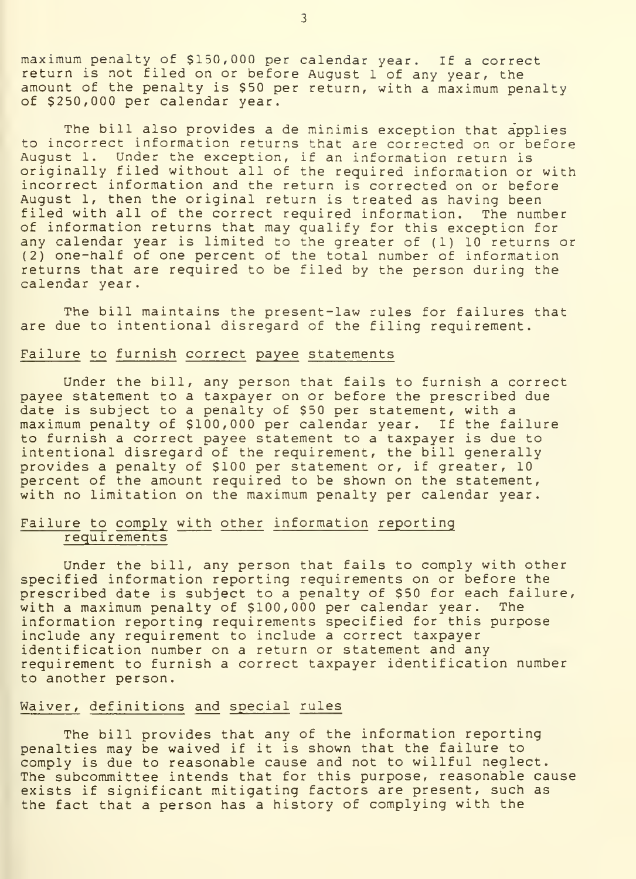maximum penalty of $150,000 per calendar year. If a correct return is not filed on or before August 1 of any year, the amount of the penalty is $50 per return, with a maximum penalty of $250,000 per calendar year.

The bill also provides a de minimis exception that applies to incorrect information returns that are corrected on or before August 1. Under the exception, if an information return is originally filed without all of the required information or with incorrect information and the return is corrected on or before August 1, then the original return is treated as having been filed with all of the correct required information. The number of information returns that may qualify for this exception for any calendar year is limited to the greater of (1) 10 returns or (2) one-half of one percent of the total number of information returns that are required to be filed by the person during the calendar year.

The bill maintains the present-law rules for failures that are due to intentional disregard of the filing requirement.

### Failure to furnish correct payee statements

Under the bill, any person that fails to furnish a correct payee statement to a taxpayer on or before the prescribed due date is subject to a penalty of $50 per statement, with a maximum penalty of $100,000 per calendar year. If the failure to furnish a correct payee statement to a taxpayer is due to intentional disregard of the requirement, the bill generally provides a penalty of $100 per statement or, if greater, 10 percent of the amount required to be shown on the statement, with no limitation on the maximum penalty per calendar year.

### Failure to comply with other information reporting requirements

Under the bill, any person that fails to comply with other specified information reporting requirements on or before the prescribed date is subject to a penalty of $50 for each failure, with a maximum penalty of $100,000 per calendar year. The information reporting requirements specified for this purpose include any requirement to include a correct taxpayer identification number on a return or statement and any requirement to furnish a correct taxpayer identification number to another person.

### Waiver, definitions and special rules

The bill provides that any of the information reporting penalties may be waived if it is shown that the failure to comply is due to reasonable cause and not to willful neglect. The subcommittee intends that for this purpose, reasonable cause exists if significant mitigating factors are present, such as the fact that a person has a history of complying with the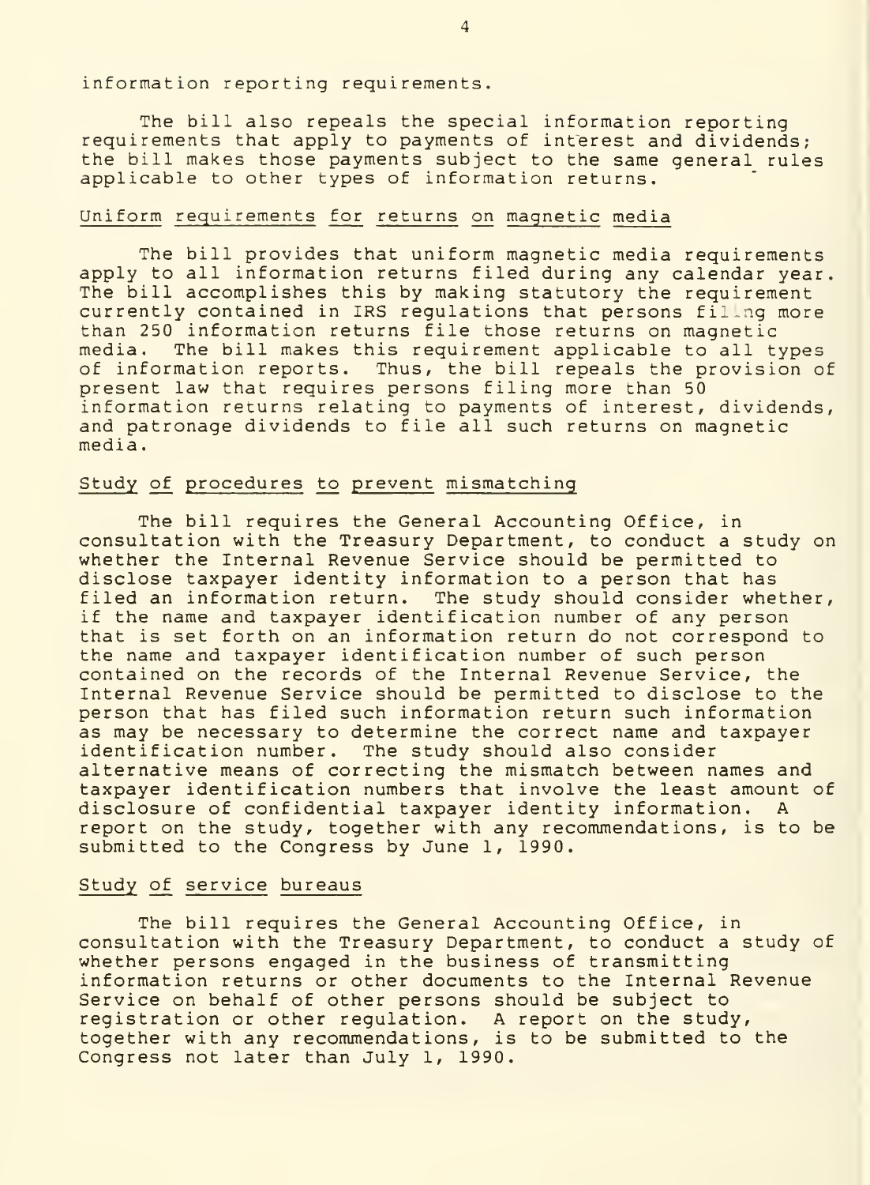information reporting requirements.

The bill also repeals the special information reporting requirements that apply to payments of interest and dividends; the bill makes those payments subject to the same general rules applicable to other types of information returns.

### Uniform requirements for returns on magnetic media

The bill provides that uniform magnetic media requirements apply to all information returns filed during any calendar year. The bill accomplishes this by making statutory the requirement currently contained in IRS regulations that persons filing more than 250 information returns file those returns on magnetic media. The bill makes this requirement applicable to all types of information reports. Thus, the bill repeals the provision of present law that requires persons filing more than 50 information returns relating to payments of interest, dividends, and patronage dividends to file all such returns on magnetic media.

### Study of procedures to prevent mismatching

The bill requires the General Accounting Office, in consultation with the Treasury Department, to conduct a study on whether the Internal Revenue Service should be permitted to disclose taxpayer identity information to a person that has filed an information return. The study should consider whether, if the name and taxpayer identification number of any person that is set forth on an information return do not correspond to the name and taxpayer identification number of such person contained on the records of the Internal Revenue Service, the Internal Revenue Service should be permitted to disclose to the person that has filed such information return such information as may be necessary to determine the correct name and taxpayer identification number. The study should also consider alternative means of correcting the mismatch between names and taxpayer identification numbers that involve the least amount of disclosure of confidential taxpayer identity information. A report on the study, together with any recommendations, is to be submitted to the Congress by June 1, 1990.

### Study of service bureaus

The bill requires the General Accounting Office, in consultation with the Treasury Department, to conduct a study of whether persons engaged in the business of transmitting information returns or other documents to the Internal Revenue Service on behalf of other persons should be subject to registration or other regulation. A report on the study, together with any recommendations, is to be submitted to the Congress not later than July 1, 1990.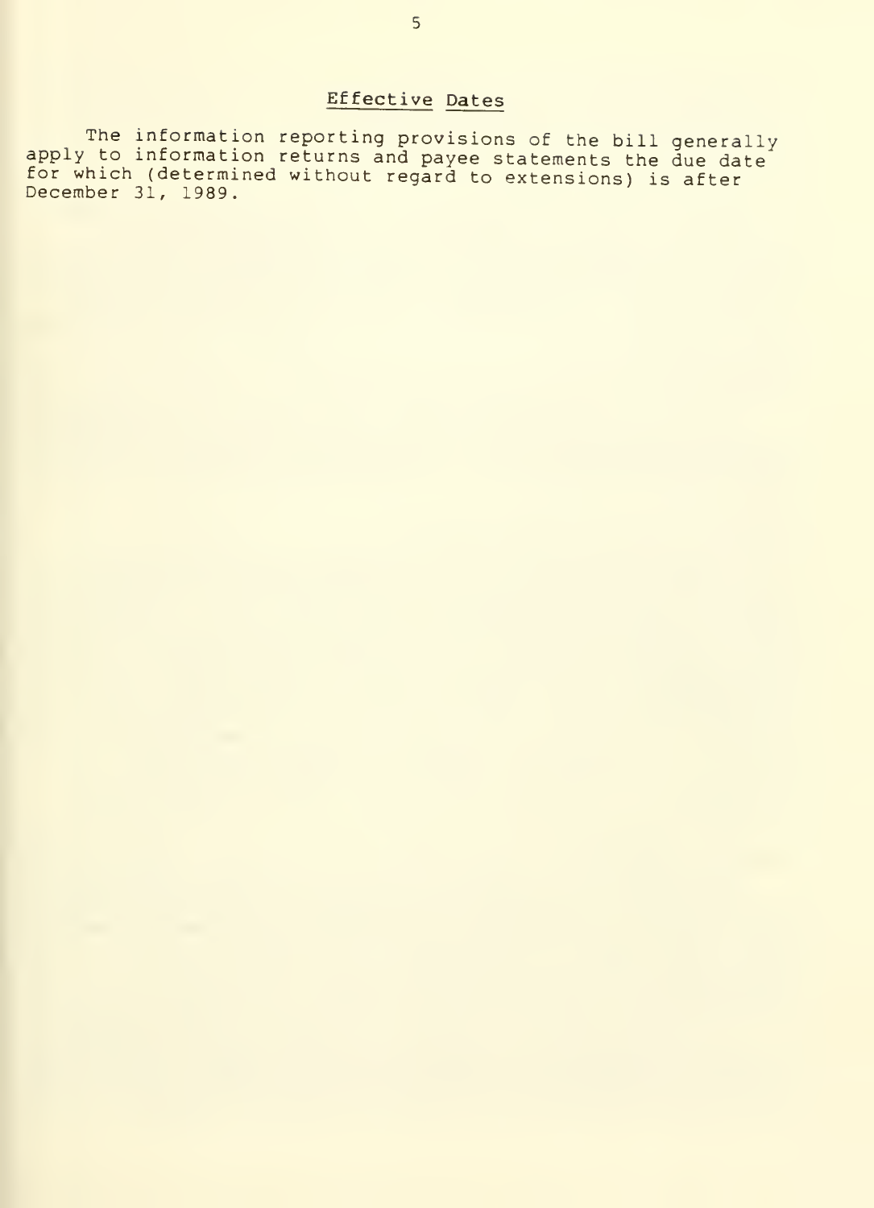## Effective Dates

The information reporting provisions of the bill generally apply to information returns and payee statements the due date for which (determined without regard to extensions) is after December 31, 1989.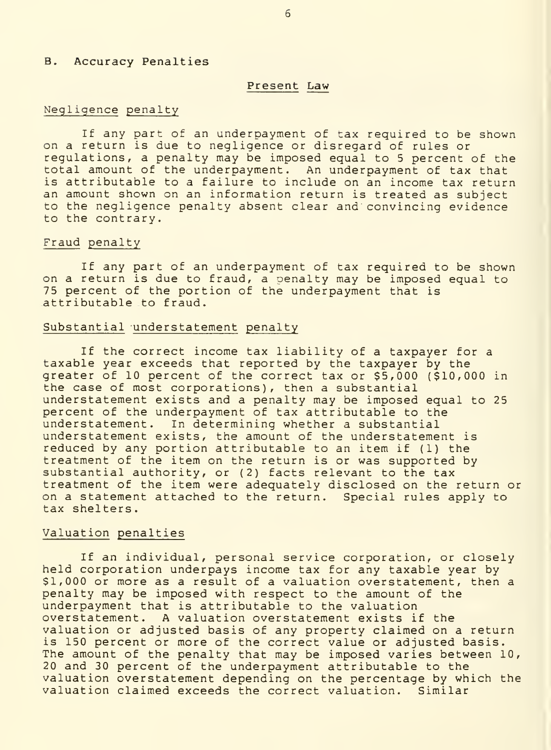## B. Accuracy Penalties

### Present Law

#### Negligence penalty

If any part of an underpayment of tax required to be shown on a return is due to negligence or disregard of rules or regulations, a penalty may be imposed equal to 5 percent of the total amount of the underpayment. An underpayment of tax that is attributable to a failure to include on an income tax return an amount shown on an information return is treated as subject to the negligence penalty absent clear and convincing evidence to the contrary.

#### Fraud penalty

If any part of an underpayment of tax required to be shown on a return is due to fraud, a penalty may be imposed equal to 75 percent of the portion of the underpayment that is attributable to fraud.

#### Substantial understatement penalty

If the correct income tax liability of a taxpayer for a taxable year exceeds that reported by the taxpayer by the greater of 10 percent of the correct tax or $5,000 ($10,000 in the case of most corporations), then a substantial understatement exists and a penalty may be imposed equal to 25 percent of the underpayment of tax attributable to the understatement. In determining whether a substantial understatement exists, the amount of the understatement is reduced by any portion attributable to an item if (1) the treatment of the item on the return is or was supported by substantial authority, or (2) facts relevant to the tax treatment of the item were adequately disclosed on the return or on a statement attached to the return. Special rules apply to tax shelters.

#### Valuation penalties

If an individual, personal service corporation, or closely held corporation underpays income tax for any taxable year by $1,000 or more as a result of a valuation overstatement, then a penalty may be imposed with respect to the amount of the underpayment that is attributable to the valuation overstatement. A valuation overstatement exists if the valuation or adjusted basis of any property claimed on a return is 150 percent or more of the correct value or adjusted basis. The amount of the penalty that may be imposed varies between 10, 20 and 30 percent of the underpayment attributable to the valuation overstatement depending on the percentage by which the valuation claimed exceeds the correct valuation. Similar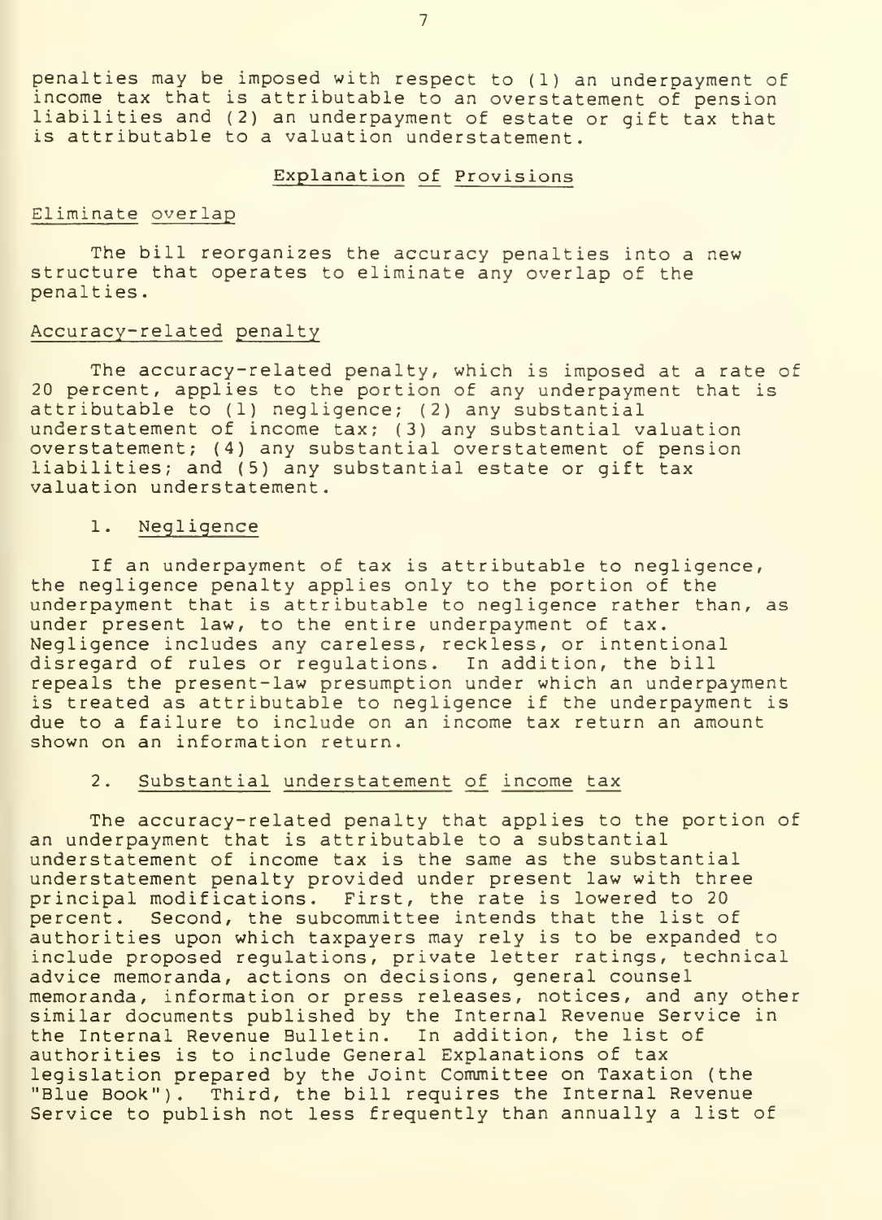penalties may be imposed with respect to (1) an underpayment of income tax that is attributable to an overstatement of pension liabilities and (2) an underpayment of estate or gift tax that is attributable to a valuation understatement.

## Explanation of Provisions

### Eliminate overlap

The bill reorganizes the accuracy penalties into a new structure that operates to eliminate any overlap of the penalties.

### Accuracy-related penalty

The accuracy-related penalty, which is imposed at a rate of 20 percent, applies to the portion of any underpayment that is attributable to (1) negligence; (2) any substantial understatement of income tax; (3) any substantial valuation overstatement; (4) any substantial overstatement of pension liabilities; and (5) any substantial estate or gift tax valuation understatement.

#### 1. Negligence

If an underpayment of tax is attributable to negligence, the negligence penalty applies only to the portion of the underpayment that is attributable to negligence rather than, as under present law, to the entire underpayment of tax. Negligence includes any careless, reckless, or intentional disregard of rules or regulations. In addition, the bill repeals the present-law presumption under which an underpayment is treated as attributable to negligence if the underpayment is due to a failure to include on an income tax return an amount shown on an information return.

#### 2. Substantial understatement of income tax

The accuracy-related penalty that applies to the portion of an underpayment that is attributable to a substantial understatement of income tax is the same as the substantial understatement penalty provided under present law with three principal modifications. First, the rate is lowered to 20 percent. Second, the subcommittee intends that the list of authorities upon which taxpayers may rely is to be expanded to include proposed regulations, private letter ratings, technical advice memoranda, actions on decisions, general counsel memoranda, information or press releases, notices, and any other similar documents published by the Internal Revenue Service in the Internal Revenue Bulletin. In addition, the list of authorities is to include General Explanations of tax legislation prepared by the Joint Committee on Taxation (the "Blue Book"). Third, the bill requires the Internal Revenue Service to publish not less frequently than annually a list of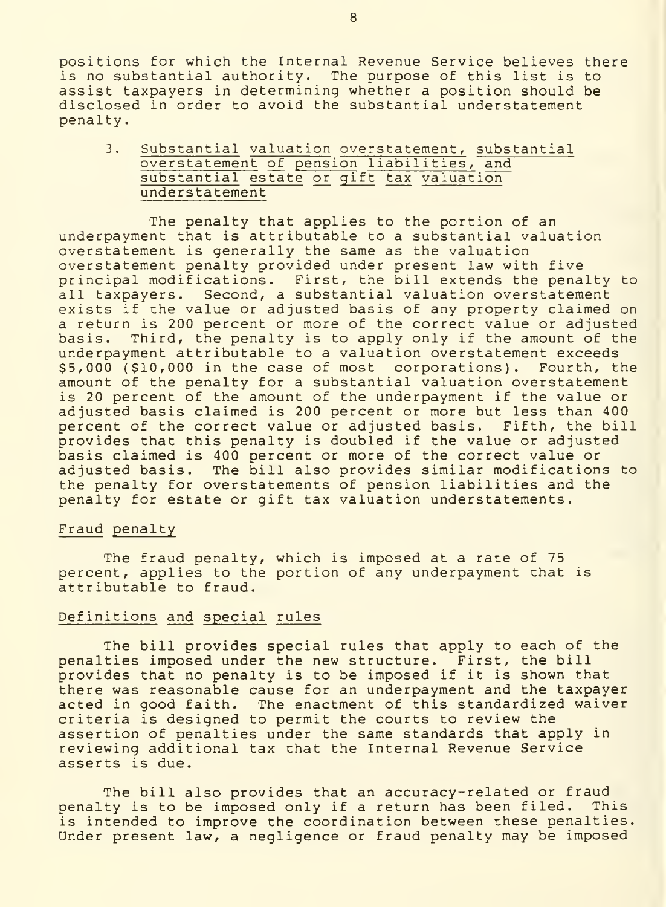positions for which the Internal Revenue Service believes there is no substantial authority. The purpose of this list is to assist taxpayers in determining whether a position should be disclosed in order to avoid the substantial understatement penalty.

3. Substantial valuation overstatement, substantial overstatement of pension liabilities, and substantial estate or gift tax valuation understatement

The penalty that applies to the portion of an underpayment that is attributable to a substantial valuation overstatement is generally the same as the valuation overstatement penalty provided under present law with five principal modifications. First, the bill extends the penalty to all taxpayers. Second, a substantial valuation overstatement exists if the value or adjusted basis of any property claimed on a return is 200 percent or more of the correct value or adjusted basis. Third, the penalty is to apply only if the amount of the underpayment attributable to a valuation overstatement exceeds $5,000 ($10,000 in the case of most corporations). Fourth, the amount of the penalty for a substantial valuation overstatement is 20 percent of the amount of the underpayment if the value or adjusted basis claimed is 200 percent or more but less than 400 percent of the correct value or adjusted basis. Fifth, the bill provides that this penalty is doubled if the value or adjusted basis claimed is 400 percent or more of the correct value or adjusted basis. The bill also provides similar modifications to the penalty for overstatements of pension liabilities and the penalty for estate or gift tax valuation understatements.

Fraud penalty

The fraud penalty, which is imposed at a rate of 75 percent, applies to the portion of any underpayment that is attributable to fraud.

Definitions and special rules

The bill provides special rules that apply to each of the penalties imposed under the new structure. First, the bill provides that no penalty is to be imposed if it is shown that there was reasonable cause for an underpayment and the taxpayer acted in good faith. The enactment of this standardized waiver criteria is designed to permit the courts to review the assertion of penalties under the same standards that apply in reviewing additional tax that the Internal Revenue Service asserts is due.

The bill also provides that an accuracy-related or fraud penalty is to be imposed only if a return has been filed. This is intended to improve the coordination between these penalties. Under present law, a negligence or fraud penalty may be imposed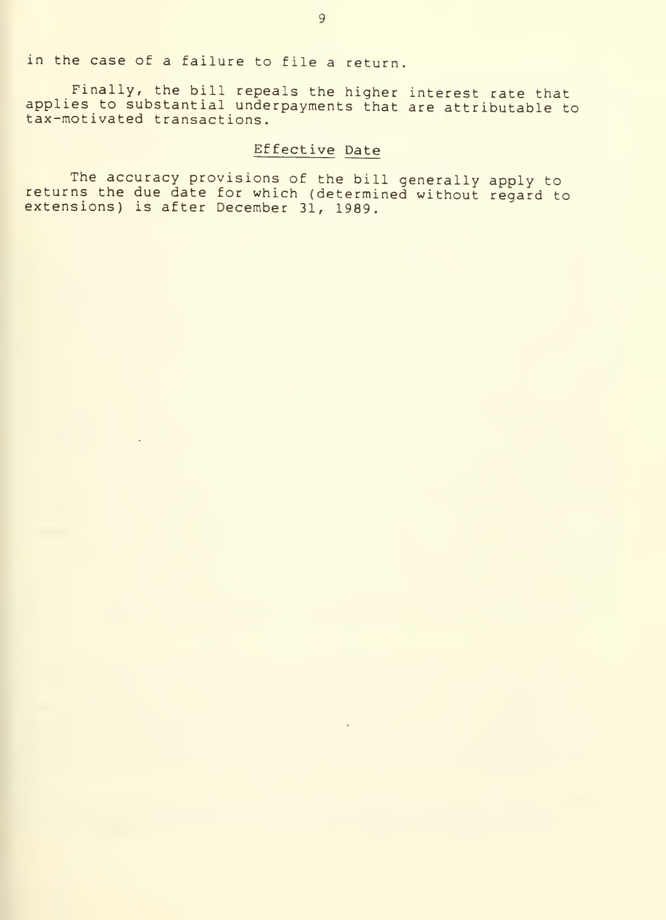in the case of a failure to file a return.

Finally, the bill repeals the higher interest rate that applies to substantial underpayments that are attributable to tax-motivated transactions.

## Effective Date

The accuracy provisions of the bill generally apply to returns the due date for which (determined without regard to extensions) is after December 31, 1989.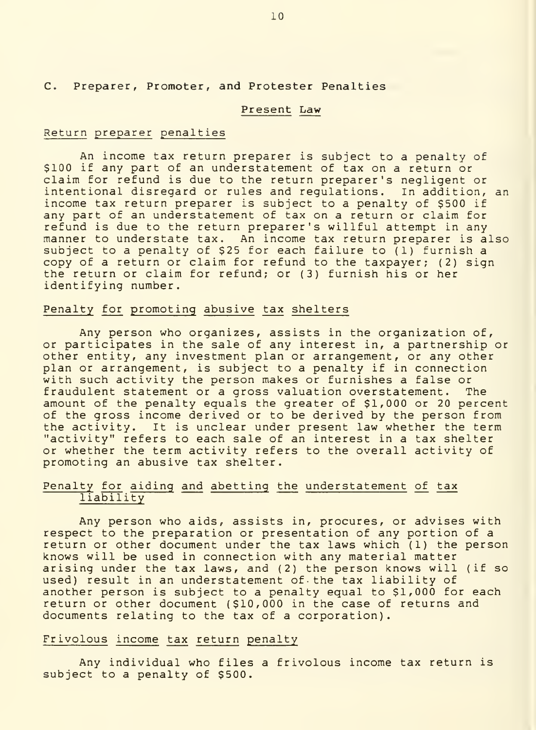## C. Preparer, Promoter, and Protester Penalties

### Present Law

#### Return preparer penalties

An income tax return preparer is subject to a penalty of $100 if any part of an understatement of tax on a return or claim for refund is due to the return preparer's negligent or intentional disregard or rules and regulations. In addition, an income tax return preparer is subject to a penalty of $500 if any part of an understatement of tax on a return or claim for refund is due to the return preparer's willful attempt in any manner to understate tax. An income tax return preparer is also subject to a penalty of $25 for each failure to (1) furnish a copy of a return or claim for refund to the taxpayer; (2) sign the return or claim for refund; or (3) furnish his or her identifying number.

#### Penalty for promoting abusive tax shelters

Any person who organizes, assists in the organization of, or participates in the sale of any interest in, a partnership or other entity, any investment plan or arrangement, or any other plan or arrangement, is subject to a penalty if in connection with such activity the person makes or furnishes a false or fraudulent statement or a gross valuation overstatement. The amount of the penalty equals the greater of $1,000 or 20 percent of the gross income derived or to be derived by the person from the activity. It is unclear under present law whether the term "activity" refers to each sale of an interest in a tax shelter or whether the term activity refers to the overall activity of promoting an abusive tax shelter.

#### Penalty for aiding and abetting the understatement of tax liability

Any person who aids, assists in, procures, or advises with respect to the preparation or presentation of any portion of a return or other document under the tax laws which (1) the person knows will be used in connection with any material matter arising under the tax laws, and (2) the person knows will (if so used) result in an understatement of the tax liability of another person is subject to a penalty equal to $1,000 for each return or other document ($10,000 in the case of returns and documents relating to the tax of a corporation).

#### Frivolous income tax return penalty

Any individual who files a frivolous income tax return is subject to a penalty of $500.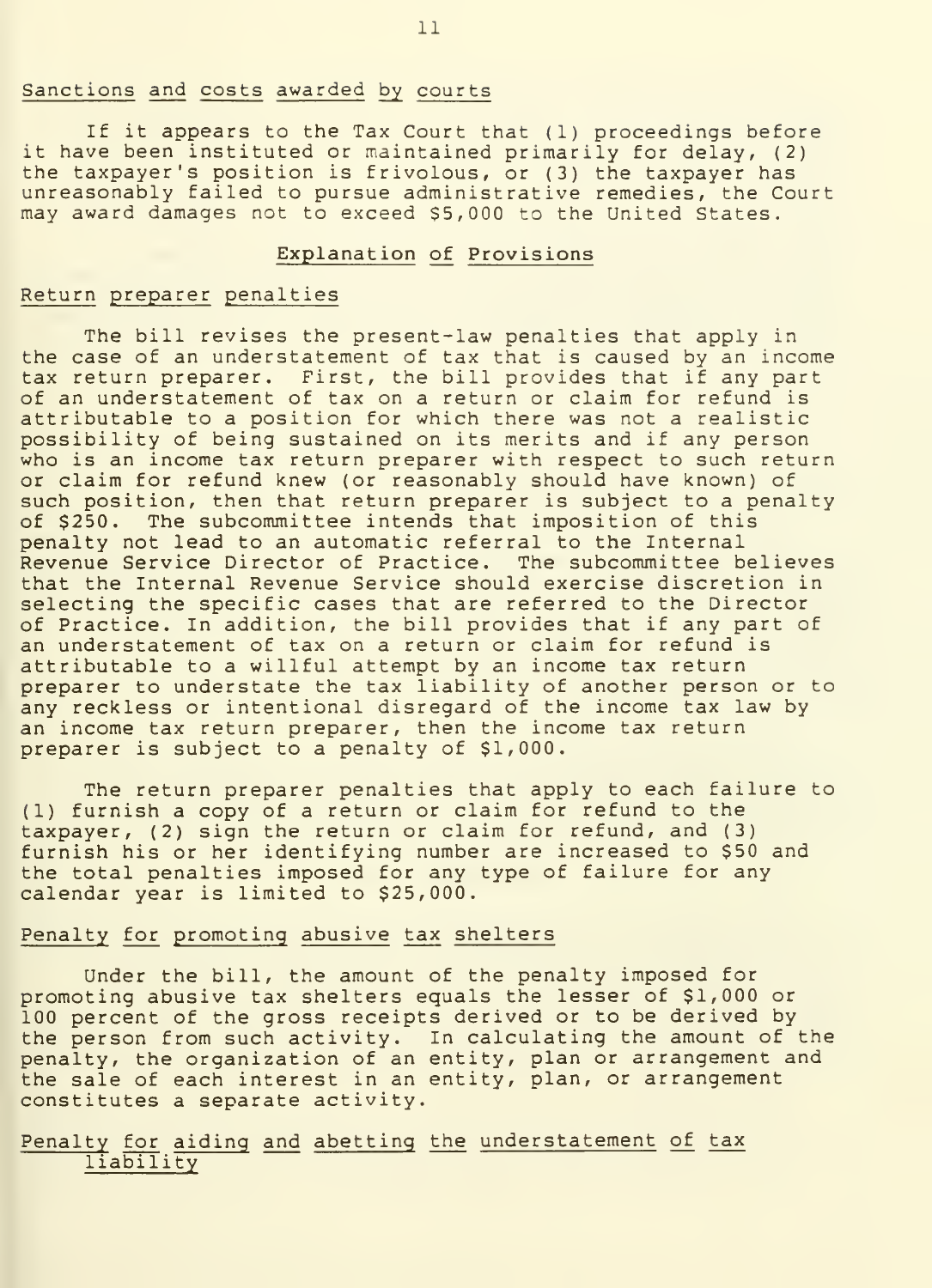Sanctions and costs awarded by courts

If it appears to the Tax Court that (1) proceedings before it have been instituted or maintained primarily for delay, (2) the taxpayer's position is frivolous, or (3) the taxpayer has unreasonably failed to pursue administrative remedies, the Court may award damages not to exceed $5,000 to the United States.

## Explanation of Provisions

### Return preparer penalties

The bill revises the present-law penalties that apply in the case of an understatement of tax that is caused by an income tax return preparer. First, the bill provides that if any part of an understatement of tax on a return or claim for refund is attributable to a position for which there was not a realistic possibility of being sustained on its merits and if any person who is an income tax return preparer with respect to such return or claim for refund knew (or reasonably should have known) of such position, then that return preparer is subject to a penalty of $250. The subcommittee intends that imposition of this penalty not lead to an automatic referral to the Internal Revenue Service Director of Practice. The subcommittee believes that the Internal Revenue Service should exercise discretion in selecting the specific cases that are referred to the Director of Practice. In addition, the bill provides that if any part of an understatement of tax on a return or claim for refund is attributable to a willful attempt by an income tax return preparer to understate the tax liability of another person or to any reckless or intentional disregard of the income tax law by an income tax return preparer, then the income tax return preparer is subject to a penalty of $1,000.

The return preparer penalties that apply to each failure to (1) furnish a copy of a return or claim for refund to the taxpayer, (2) sign the return or claim for refund, and (3) furnish his or her identifying number are increased to $50 and the total penalties imposed for any type of failure for any calendar year is limited to $25,000.

### Penalty for promoting abusive tax shelters

Under the bill, the amount of the penalty imposed for promoting abusive tax shelters equals the lesser of $1,000 or 100 percent of the gross receipts derived or to be derived by the person from such activity. In calculating the amount of the penalty, the organization of an entity, plan or arrangement and the sale of each interest in an entity, plan, or arrangement constitutes a separate activity.

### Penalty for aiding and abetting the understatement of tax liability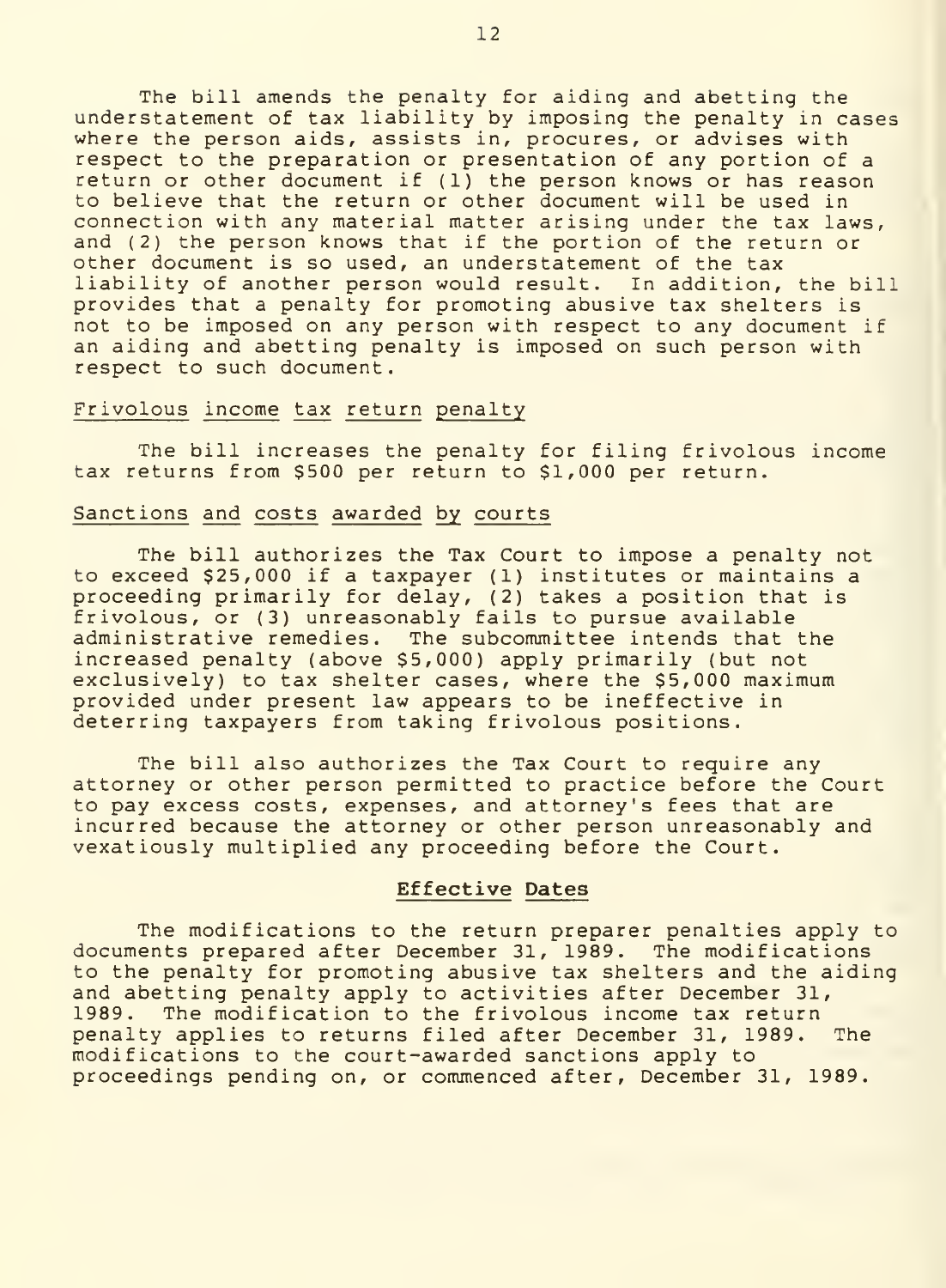The bill amends the penalty for aiding and abetting the understatement of tax liability by imposing the penalty in cases where the person aids, assists in, procures, or advises with respect to the preparation or presentation of any portion of a return or other document if (1) the person knows or has reason to believe that the return or other document will be used in connection with any material matter arising under the tax laws, and (2) the person knows that if the portion of the return or other document is so used, an understatement of the tax liability of another person would result. In addition, the bill provides that a penalty for promoting abusive tax shelters is not to be imposed on any person with respect to any document if an aiding and abetting penalty is imposed on such person with respect to such document.

Frivolous income tax return penalty

The bill increases the penalty for filing frivolous income tax returns from $500 per return to $1,000 per return.

Sanctions and costs awarded by courts

The bill authorizes the Tax Court to impose a penalty not to exceed $25,000 if a taxpayer (1) institutes or maintains a proceeding primarily for delay, (2) takes a position that is frivolous, or (3) unreasonably fails to pursue available administrative remedies. The subcommittee intends that the increased penalty (above $5,000) apply primarily (but not exclusively) to tax shelter cases, where the $5,000 maximum provided under present law appears to be ineffective in deterring taxpayers from taking frivolous positions.

The bill also authorizes the Tax Court to require any attorney or other person permitted to practice before the Court to pay excess costs, expenses, and attorney's fees that are incurred because the attorney or other person unreasonably and vexatiously multiplied any proceeding before the Court.

## Effective Dates

The modifications to the return preparer penalties apply to documents prepared after December 31, 1989. The modifications to the penalty for promoting abusive tax shelters and the aiding and abetting penalty apply to activities after December 31, 1989. The modification to the frivolous income tax return penalty applies to returns filed after December 31, 1989. The modifications to the court-awarded sanctions apply to proceedings pending on, or commenced after, December 31, 1989.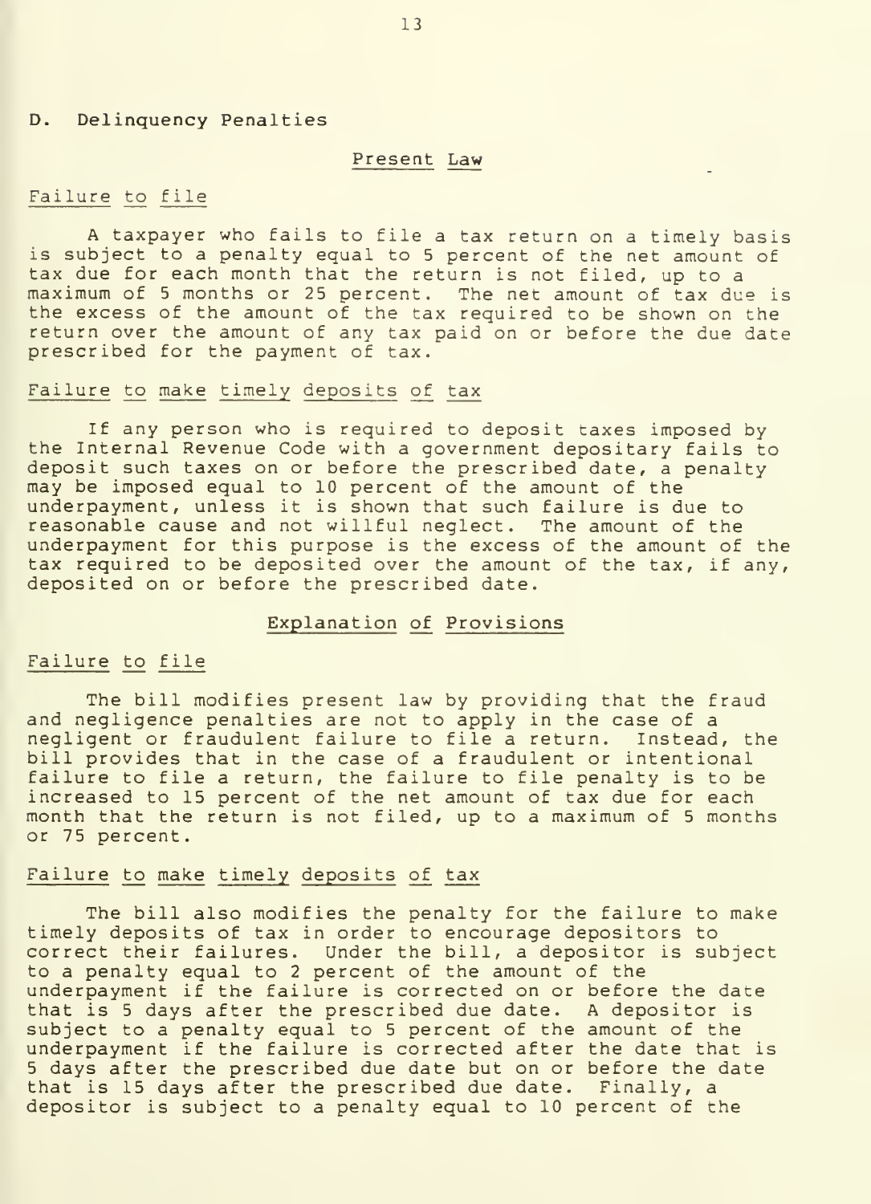## D. Delinquency Penalties

### Present Law

#### Failure to file

A taxpayer who fails to file a tax return on a timely basis is subject to a penalty equal to 5 percent of the net amount of tax due for each month that the return is not filed, up to a maximum of 5 months or 25 percent. The net amount of tax due is the excess of the amount of the tax required to be shown on the return over the amount of any tax paid on or before the due date prescribed for the payment of tax.

#### Failure to make timely deposits of tax

If any person who is required to deposit taxes imposed by the Internal Revenue Code with a government depositary fails to deposit such taxes on or before the prescribed date, a penalty may be imposed equal to 10 percent of the amount of the underpayment, unless it is shown that such failure is due to reasonable cause and not willful neglect. The amount of the underpayment for this purpose is the excess of the amount of the tax required to be deposited over the amount of the tax, if any, deposited on or before the prescribed date.

### Explanation of Provisions

#### Failure to file

The bill modifies present law by providing that the fraud and negligence penalties are not to apply in the case of a negligent or fraudulent failure to file a return. Instead, the bill provides that in the case of a fraudulent or intentional failure to file a return, the failure to file penalty is to be increased to 15 percent of the net amount of tax due for each month that the return is not filed, up to a maximum of 5 months or 75 percent.

#### Failure to make timely deposits of tax

The bill also modifies the penalty for the failure to make timely deposits of tax in order to encourage depositors to correct their failures. Under the bill, a depositor is subject to a penalty equal to 2 percent of the amount of the underpayment if the failure is corrected on or before the date that is 5 days after the prescribed due date. A depositor is subject to a penalty equal to 5 percent of the amount of the underpayment if the failure is corrected after the date that is 5 days after the prescribed due date but on or before the date that is 15 days after the prescribed due date. Finally, a depositor is subject to a penalty equal to 10 percent of the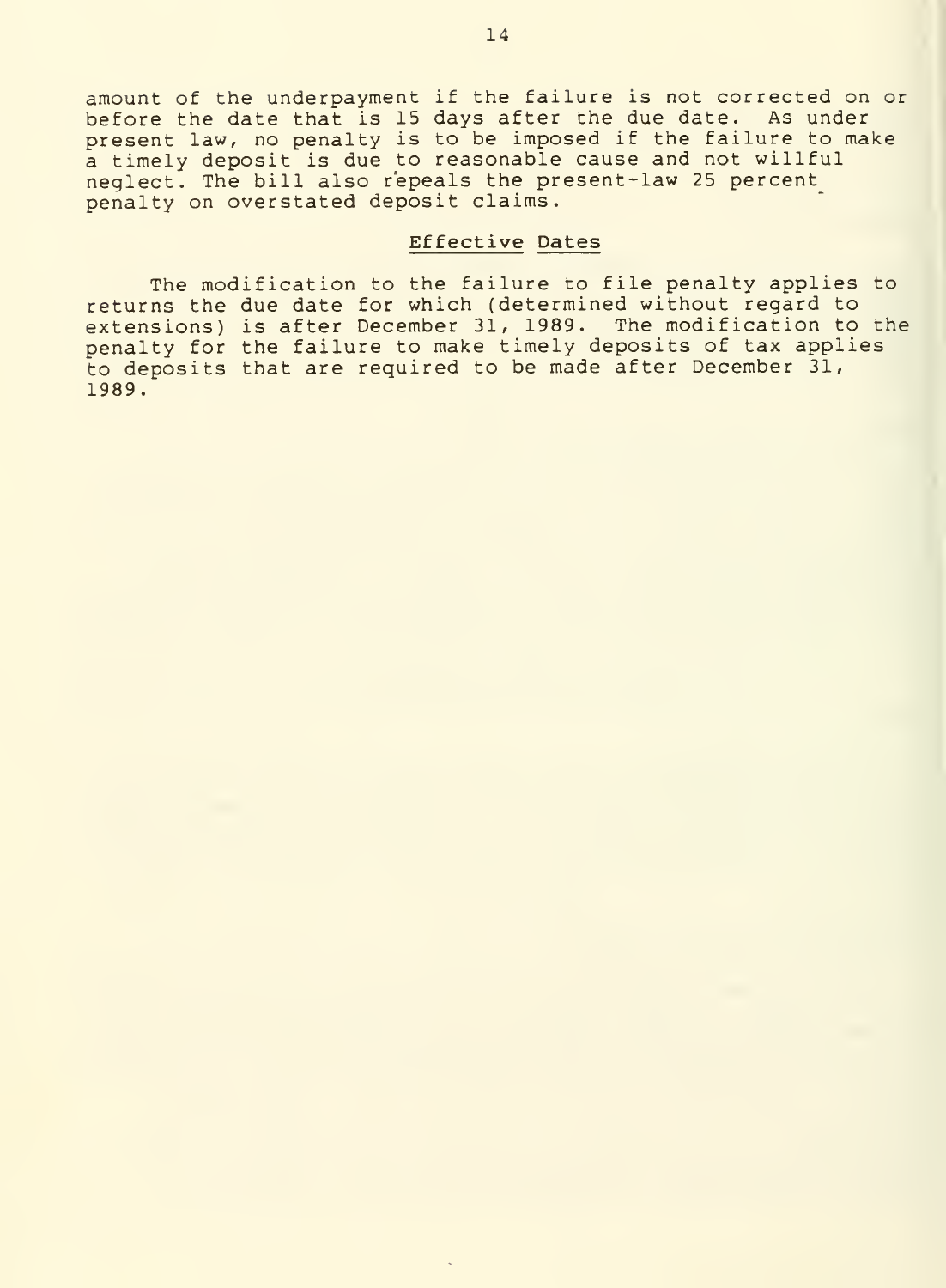amount of the underpayment if the failure is not corrected on or before the date that is 15 days after the due date. As under present law, no penalty is to be imposed if the failure to make a timely deposit is due to reasonable cause and not willful neglect. The bill also repeals the present-law 25 percent penalty on overstated deposit claims.

## Effective Dates

The modification to the failure to file penalty applies to returns the due date for which (determined without regard to extensions) is after December 31, 1989. The modification to the penalty for the failure to make timely deposits of tax applies to deposits that are required to be made after December 31, 1989.